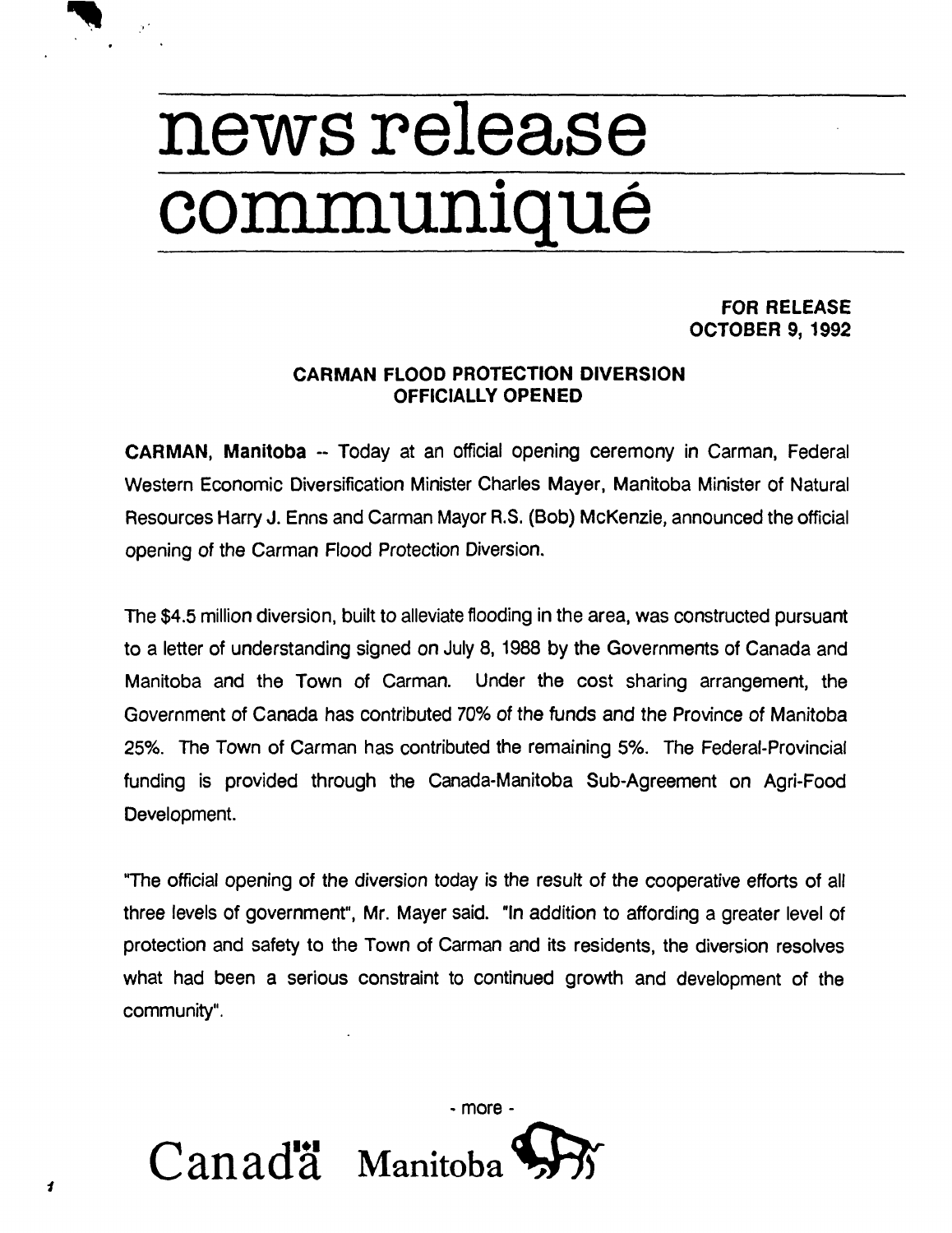# news release
# communiqué

**FOR RELEASE**
**OCTOBER 9, 1992**

**CARMAN FLOOD PROTECTION DIVERSION OFFICIALLY OPENED**

**CARMAN, Manitoba** -- Today at an official opening ceremony in Carman, Federal Western Economic Diversification Minister Charles Mayer, Manitoba Minister of Natural Resources Harry J. Enns and Carman Mayor R.S. (Bob) McKenzie, announced the official opening of the Carman Flood Protection Diversion.

The $4.5 million diversion, built to alleviate flooding in the area, was constructed pursuant to a letter of understanding signed on July 8, 1988 by the Governments of Canada and Manitoba and the Town of Carman. Under the cost sharing arrangement, the Government of Canada has contributed 70% of the funds and the Province of Manitoba 25%. The Town of Carman has contributed the remaining 5%. The Federal-Provincial funding is provided through the Canada-Manitoba Sub-Agreement on Agri-Food Development.

"The official opening of the diversion today is the result of the cooperative efforts of all three levels of government", Mr. Mayer said. "In addition to affording a greater level of protection and safety to the Town of Carman and its residents, the diversion resolves what had been a serious constraint to continued growth and development of the community".

- more -

Canada Manitoba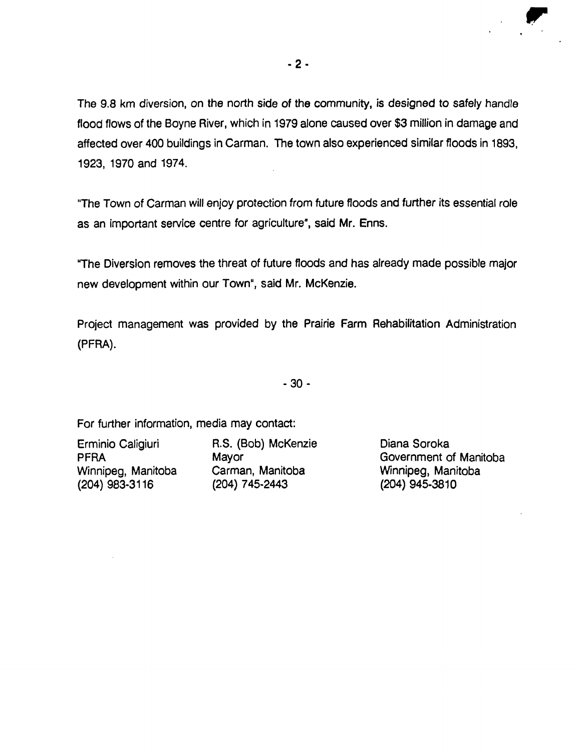The 9.8 km diversion, on the north side of the community, is designed to safely handle flood flows of the Boyne River, which in 1979 alone caused over $3 million in damage and affected over 400 buildings in Carman. The town also experienced similar floods in 1893, 1923, 1970 and 1974.

"The Town of Carman will enjoy protection from future floods and further its essential role as an important service centre for agriculture", said Mr. Enns.

"The Diversion removes the threat of future floods and has already made possible major new development within our Town", said Mr. McKenzie.

Project management was provided by the Prairie Farm Rehabilitation Administration (PFRA).

- 30 -

For further information, media may contact:

| | | |
|---|---|---|
| Erminio Caligiuri | R.S. (Bob) McKenzie | Diana Soroka |
| PFRA | Mayor | Government of Manitoba |
| Winnipeg, Manitoba | Carman, Manitoba | Winnipeg, Manitoba |
| (204) 983-3116 | (204) 745-2443 | (204) 945-3810 |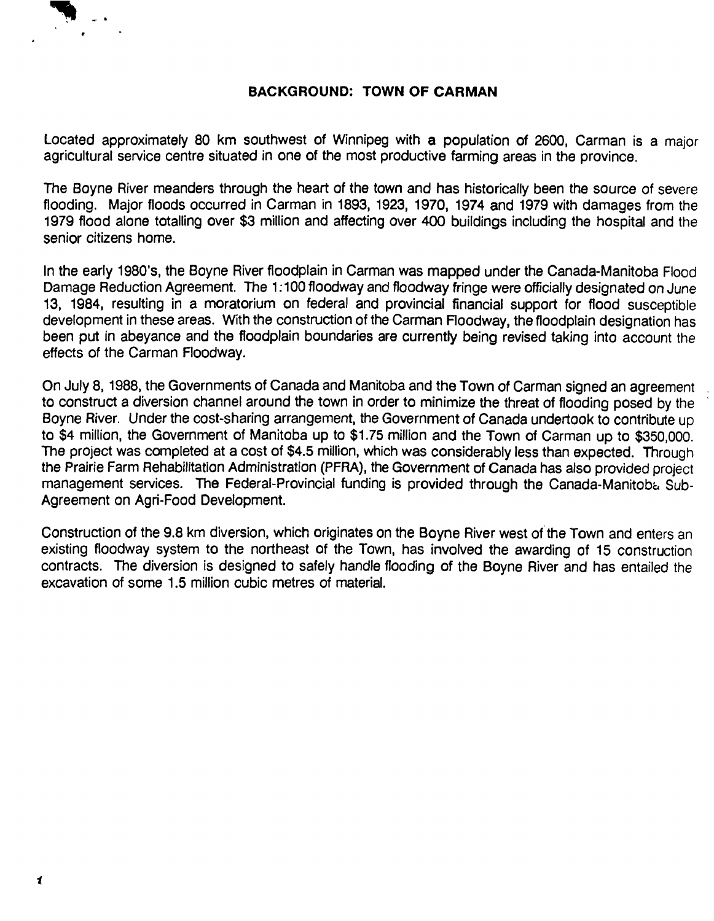## BACKGROUND: TOWN OF CARMAN

Located approximately 80 km southwest of Winnipeg with a population of 2600, Carman is a major agricultural service centre situated in one of the most productive farming areas in the province.

The Boyne River meanders through the heart of the town and has historically been the source of severe flooding. Major floods occurred in Carman in 1893, 1923, 1970, 1974 and 1979 with damages from the 1979 flood alone totalling over $3 million and affecting over 400 buildings including the hospital and the senior citizens home.

In the early 1980's, the Boyne River floodplain in Carman was mapped under the Canada-Manitoba Flood Damage Reduction Agreement. The 1:100 floodway and floodway fringe were officially designated on June 13, 1984, resulting in a moratorium on federal and provincial financial support for flood susceptible development in these areas. With the construction of the Carman Floodway, the floodplain designation has been put in abeyance and the floodplain boundaries are currently being revised taking into account the effects of the Carman Floodway.

On July 8, 1988, the Governments of Canada and Manitoba and the Town of Carman signed an agreement to construct a diversion channel around the town in order to minimize the threat of flooding posed by the Boyne River. Under the cost-sharing arrangement, the Government of Canada undertook to contribute up to $4 million, the Government of Manitoba up to $1.75 million and the Town of Carman up to $350,000. The project was completed at a cost of $4.5 million, which was considerably less than expected. Through the Prairie Farm Rehabilitation Administration (PFRA), the Government of Canada has also provided project management services. The Federal-Provincial funding is provided through the Canada-Manitoba Sub-Agreement on Agri-Food Development.

Construction of the 9.8 km diversion, which originates on the Boyne River west of the Town and enters an existing floodway system to the northeast of the Town, has involved the awarding of 15 construction contracts. The diversion is designed to safely handle flooding of the Boyne River and has entailed the excavation of some 1.5 million cubic metres of material.